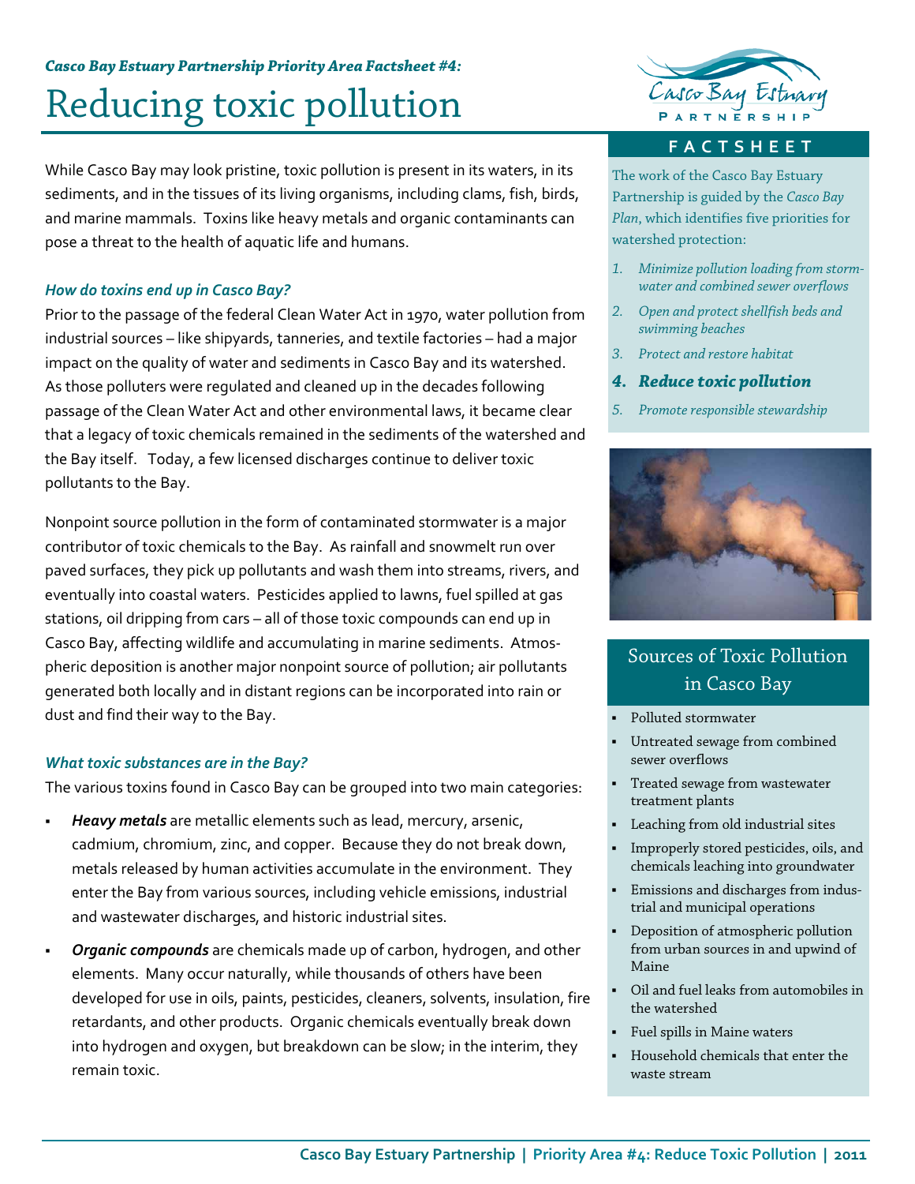*Casco Bay Estuary Partnership Priority Area Factsheet #4:*

# Reducing toxic pollution

While Casco Bay may look pristine, toxic pollution is present in its waters, in its sediments, and in the tissues of its living organisms, including clams, fish, birds, and marine mammals. Toxins like heavy metals and organic contaminants can pose a threat to the health of aquatic life and humans.

### *How do toxins end up in Casco Bay?*

Prior to the passage of the federal Clean Water Act in 1970, water pollution from industrial sources – like shipyards, tanneries, and textile factories – had a major impact on the quality of water and sediments in Casco Bay and its watershed. As those polluters were regulated and cleaned up in the decades following passage of the Clean Water Act and other environmental laws, it became clear that a legacy of toxic chemicals remained in the sediments of the watershed and the Bay itself. Today, a few licensed discharges continue to deliver toxic pollutants to the Bay.

Nonpoint source pollution in the form of contaminated stormwater is a major contributor of toxic chemicals to the Bay. As rainfall and snowmelt run over paved surfaces, they pick up pollutants and wash them into streams, rivers, and eventually into coastal waters. Pesticides applied to lawns, fuel spilled at gas stations, oil dripping from cars – all of those toxic compounds can end up in Casco Bay, affecting wildlife and accumulating in marine sediments. Atmospheric deposition is another major nonpoint source of pollution; air pollutants generated both locally and in distant regions can be incorporated into rain or dust and find their way to the Bay.

### *What toxic substances are in the Bay?*

The various toxins found in Casco Bay can be grouped into two main categories:

- ***Heavy metals*** are metallic elements such as lead, mercury, arsenic, cadmium, chromium, zinc, and copper. Because they do not break down, metals released by human activities accumulate in the environment. They enter the Bay from various sources, including vehicle emissions, industrial and wastewater discharges, and historic industrial sites.
- ***Organic compounds*** are chemicals made up of carbon, hydrogen, and other elements. Many occur naturally, while thousands of others have been developed for use in oils, paints, pesticides, cleaners, solvents, insulation, fire retardants, and other products. Organic chemicals eventually break down into hydrogen and oxygen, but breakdown can be slow; in the interim, they remain toxic.

**FACTSHEET**

The work of the Casco Bay Estuary Partnership is guided by the *Casco Bay Plan*, which identifies five priorities for watershed protection:

1. *Minimize pollution loading from stormwater and combined sewer overflows*
2. *Open and protect shellfish beds and swimming beaches*
3. *Protect and restore habitat*
4. ***Reduce toxic pollution***
5. *Promote responsible stewardship*

## Sources of Toxic Pollution in Casco Bay

- Polluted stormwater
- Untreated sewage from combined sewer overflows
- Treated sewage from wastewater treatment plants
- Leaching from old industrial sites
- Improperly stored pesticides, oils, and chemicals leaching into groundwater
- Emissions and discharges from industrial and municipal operations
- Deposition of atmospheric pollution from urban sources in and upwind of Maine
- Oil and fuel leaks from automobiles in the watershed
- Fuel spills in Maine waters
- Household chemicals that enter the waste stream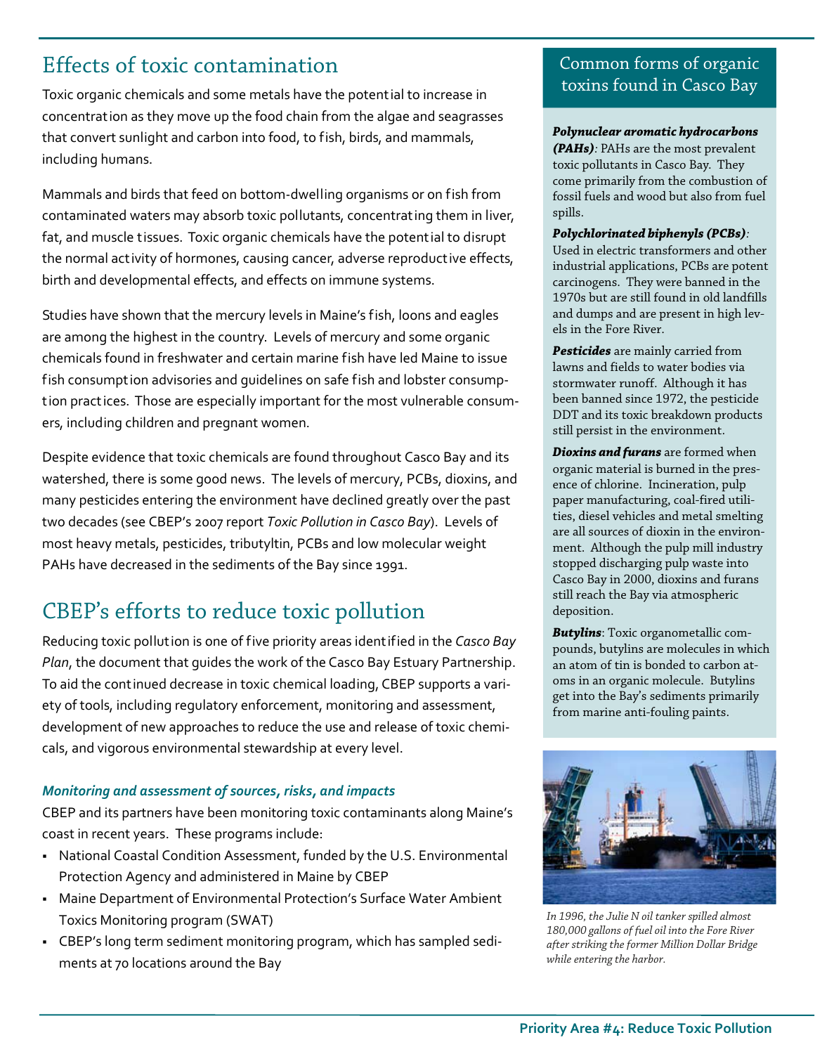## Effects of toxic contamination

Toxic organic chemicals and some metals have the potential to increase in concentration as they move up the food chain from the algae and seagrasses that convert sunlight and carbon into food, to fish, birds, and mammals, including humans.

Mammals and birds that feed on bottom-dwelling organisms or on fish from contaminated waters may absorb toxic pollutants, concentrating them in liver, fat, and muscle tissues. Toxic organic chemicals have the potential to disrupt the normal activity of hormones, causing cancer, adverse reproductive effects, birth and developmental effects, and effects on immune systems.

Studies have shown that the mercury levels in Maine's fish, loons and eagles are among the highest in the country. Levels of mercury and some organic chemicals found in freshwater and certain marine fish have led Maine to issue fish consumption advisories and guidelines on safe fish and lobster consumption practices. Those are especially important for the most vulnerable consumers, including children and pregnant women.

Despite evidence that toxic chemicals are found throughout Casco Bay and its watershed, there is some good news. The levels of mercury, PCBs, dioxins, and many pesticides entering the environment have declined greatly over the past two decades (see CBEP's 2007 report *Toxic Pollution in Casco Bay*). Levels of most heavy metals, pesticides, tributyltin, PCBs and low molecular weight PAHs have decreased in the sediments of the Bay since 1991.

## CBEP's efforts to reduce toxic pollution

Reducing toxic pollution is one of five priority areas identified in the *Casco Bay Plan*, the document that guides the work of the Casco Bay Estuary Partnership. To aid the continued decrease in toxic chemical loading, CBEP supports a variety of tools, including regulatory enforcement, monitoring and assessment, development of new approaches to reduce the use and release of toxic chemicals, and vigorous environmental stewardship at every level.

### *Monitoring and assessment of sources, risks, and impacts*

CBEP and its partners have been monitoring toxic contaminants along Maine's coast in recent years. These programs include:

- National Coastal Condition Assessment, funded by the U.S. Environmental Protection Agency and administered in Maine by CBEP
- Maine Department of Environmental Protection's Surface Water Ambient Toxics Monitoring program (SWAT)
- CBEP's long term sediment monitoring program, which has sampled sediments at 70 locations around the Bay

### Common forms of organic toxins found in Casco Bay

***Polynuclear aromatic hydrocarbons (PAHs)***: PAHs are the most prevalent toxic pollutants in Casco Bay. They come primarily from the combustion of fossil fuels and wood but also from fuel spills.

***Polychlorinated biphenyls (PCBs)***: Used in electric transformers and other industrial applications, PCBs are potent carcinogens. They were banned in the 1970s but are still found in old landfills and dumps and are present in high levels in the Fore River.

***Pesticides*** are mainly carried from lawns and fields to water bodies via stormwater runoff. Although it has been banned since 1972, the pesticide DDT and its toxic breakdown products still persist in the environment.

***Dioxins and furans*** are formed when organic material is burned in the presence of chlorine. Incineration, pulp paper manufacturing, coal-fired utilities, diesel vehicles and metal smelting are all sources of dioxin in the environment. Although the pulp mill industry stopped discharging pulp waste into Casco Bay in 2000, dioxins and furans still reach the Bay via atmospheric deposition.

***Butylins***: Toxic organometallic compounds, butylins are molecules in which an atom of tin is bonded to carbon atoms in an organic molecule. Butylins get into the Bay's sediments primarily from marine anti-fouling paints.

*In 1996, the Julie N oil tanker spilled almost 180,000 gallons of fuel oil into the Fore River after striking the former Million Dollar Bridge while entering the harbor.*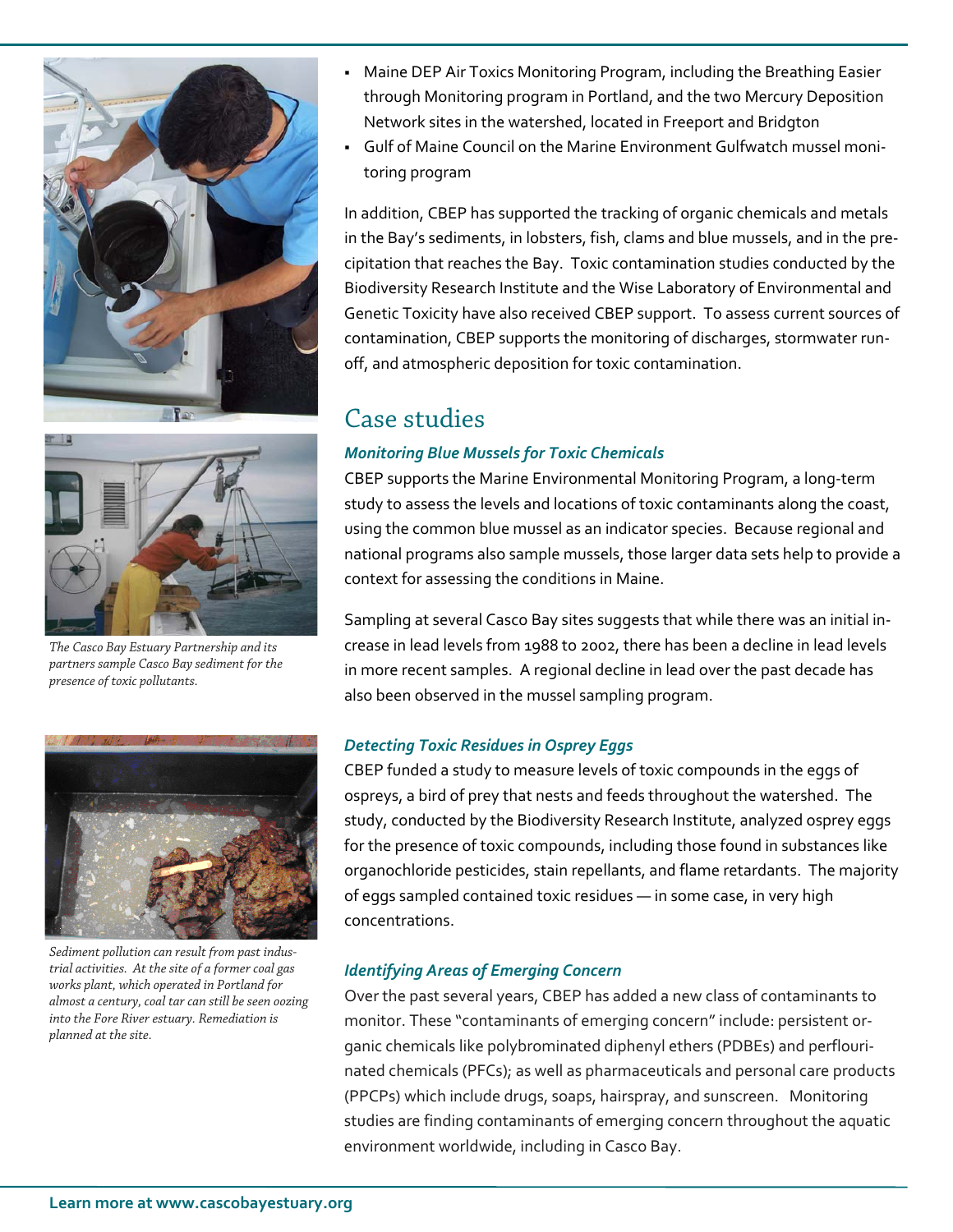- Maine DEP Air Toxics Monitoring Program, including the Breathing Easier through Monitoring program in Portland, and the two Mercury Deposition Network sites in the watershed, located in Freeport and Bridgton
- Gulf of Maine Council on the Marine Environment Gulfwatch mussel monitoring program

In addition, CBEP has supported the tracking of organic chemicals and metals in the Bay's sediments, in lobsters, fish, clams and blue mussels, and in the precipitation that reaches the Bay. Toxic contamination studies conducted by the Biodiversity Research Institute and the Wise Laboratory of Environmental and Genetic Toxicity have also received CBEP support. To assess current sources of contamination, CBEP supports the monitoring of discharges, stormwater runoff, and atmospheric deposition for toxic contamination.

*The Casco Bay Estuary Partnership and its partners sample Casco Bay sediment for the presence of toxic pollutants.*

*Sediment pollution can result from past industrial activities. At the site of a former coal gas works plant, which operated in Portland for almost a century, coal tar can still be seen oozing into the Fore River estuary. Remediation is planned at the site.*

## Case studies

### *Monitoring Blue Mussels for Toxic Chemicals*

CBEP supports the Marine Environmental Monitoring Program, a long-term study to assess the levels and locations of toxic contaminants along the coast, using the common blue mussel as an indicator species. Because regional and national programs also sample mussels, those larger data sets help to provide a context for assessing the conditions in Maine.

Sampling at several Casco Bay sites suggests that while there was an initial increase in lead levels from 1988 to 2002, there has been a decline in lead levels in more recent samples. A regional decline in lead over the past decade has also been observed in the mussel sampling program.

### *Detecting Toxic Residues in Osprey Eggs*

CBEP funded a study to measure levels of toxic compounds in the eggs of ospreys, a bird of prey that nests and feeds throughout the watershed. The study, conducted by the Biodiversity Research Institute, analyzed osprey eggs for the presence of toxic compounds, including those found in substances like organochloride pesticides, stain repellants, and flame retardants. The majority of eggs sampled contained toxic residues — in some case, in very high concentrations.

### *Identifying Areas of Emerging Concern*

Over the past several years, CBEP has added a new class of contaminants to monitor. These "contaminants of emerging concern" include: persistent organic chemicals like polybrominated diphenyl ethers (PDBEs) and perflourinated chemicals (PFCs); as well as pharmaceuticals and personal care products (PPCPs) which include drugs, soaps, hairspray, and sunscreen. Monitoring studies are finding contaminants of emerging concern throughout the aquatic environment worldwide, including in Casco Bay.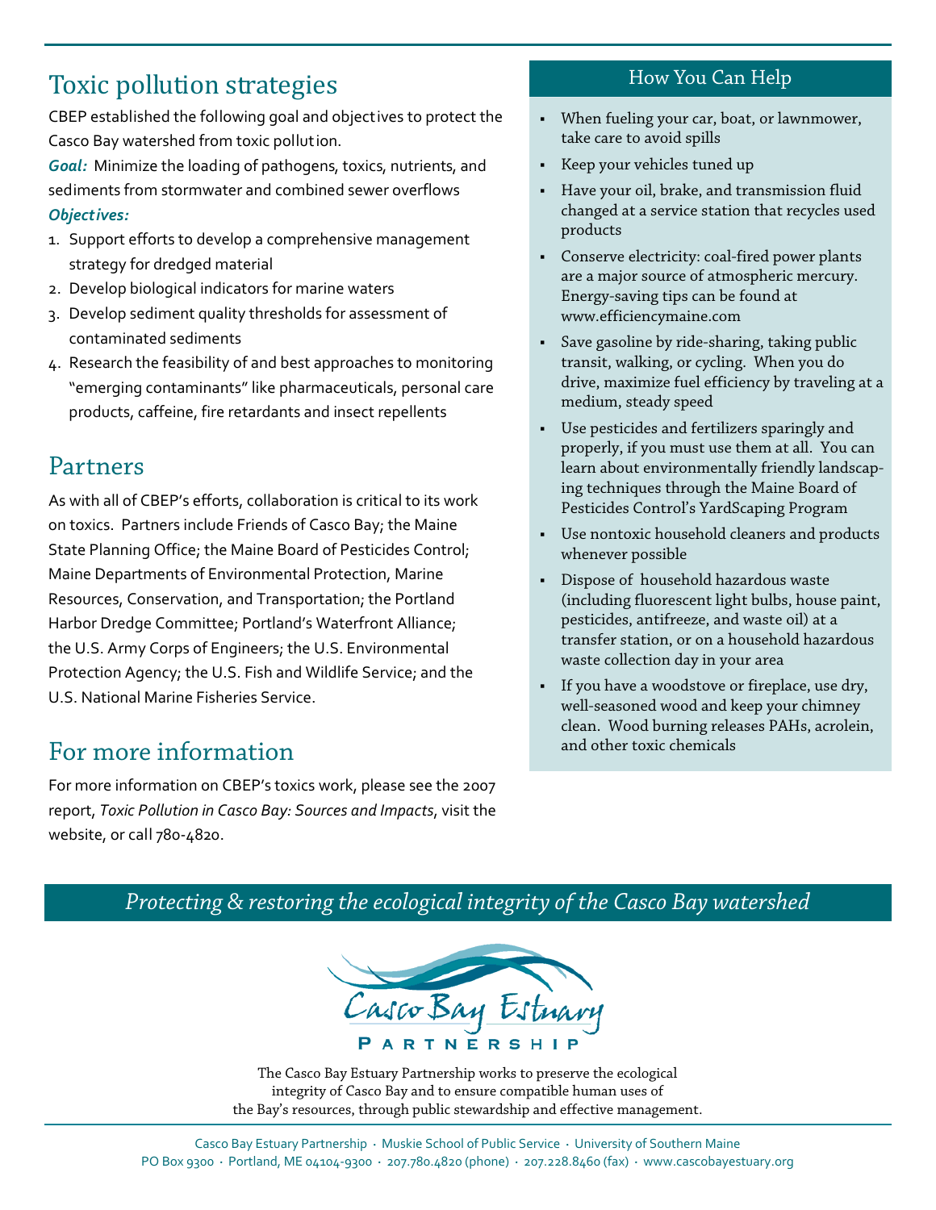## Toxic pollution strategies

CBEP established the following goal and objectives to protect the Casco Bay watershed from toxic pollution.

***Goal:*** Minimize the loading of pathogens, toxics, nutrients, and sediments from stormwater and combined sewer overflows

***Objectives:***

1. Support efforts to develop a comprehensive management strategy for dredged material
2. Develop biological indicators for marine waters
3. Develop sediment quality thresholds for assessment of contaminated sediments
4. Research the feasibility of and best approaches to monitoring "emerging contaminants" like pharmaceuticals, personal care products, caffeine, fire retardants and insect repellents

## Partners

As with all of CBEP's efforts, collaboration is critical to its work on toxics. Partners include Friends of Casco Bay; the Maine State Planning Office; the Maine Board of Pesticides Control; Maine Departments of Environmental Protection, Marine Resources, Conservation, and Transportation; the Portland Harbor Dredge Committee; Portland's Waterfront Alliance; the U.S. Army Corps of Engineers; the U.S. Environmental Protection Agency; the U.S. Fish and Wildlife Service; and the U.S. National Marine Fisheries Service.

## For more information

For more information on CBEP's toxics work, please see the 2007 report, *Toxic Pollution in Casco Bay: Sources and Impacts*, visit the website, or call 780-4820.

### How You Can Help

- When fueling your car, boat, or lawnmower, take care to avoid spills
- Keep your vehicles tuned up
- Have your oil, brake, and transmission fluid changed at a service station that recycles used products
- Conserve electricity: coal-fired power plants are a major source of atmospheric mercury. Energy-saving tips can be found at www.efficiencymaine.com
- Save gasoline by ride-sharing, taking public transit, walking, or cycling. When you do drive, maximize fuel efficiency by traveling at a medium, steady speed
- Use pesticides and fertilizers sparingly and properly, if you must use them at all. You can learn about environmentally friendly landscaping techniques through the Maine Board of Pesticides Control's YardScaping Program
- Use nontoxic household cleaners and products whenever possible
- Dispose of household hazardous waste (including fluorescent light bulbs, house paint, pesticides, antifreeze, and waste oil) at a transfer station, or on a household hazardous waste collection day in your area
- If you have a woodstove or fireplace, use dry, well-seasoned wood and keep your chimney clean. Wood burning releases PAHs, acrolein, and other toxic chemicals

*Protecting & restoring the ecological integrity of the Casco Bay watershed*

Casco Bay Estuary PARTNERSHIP

The Casco Bay Estuary Partnership works to preserve the ecological integrity of Casco Bay and to ensure compatible human uses of the Bay's resources, through public stewardship and effective management.

Casco Bay Estuary Partnership · Muskie School of Public Service · University of Southern Maine
PO Box 9300 · Portland, ME 04104-9300 · 207.780.4820 (phone) · 207.228.8460 (fax) · www.cascobayestuary.org